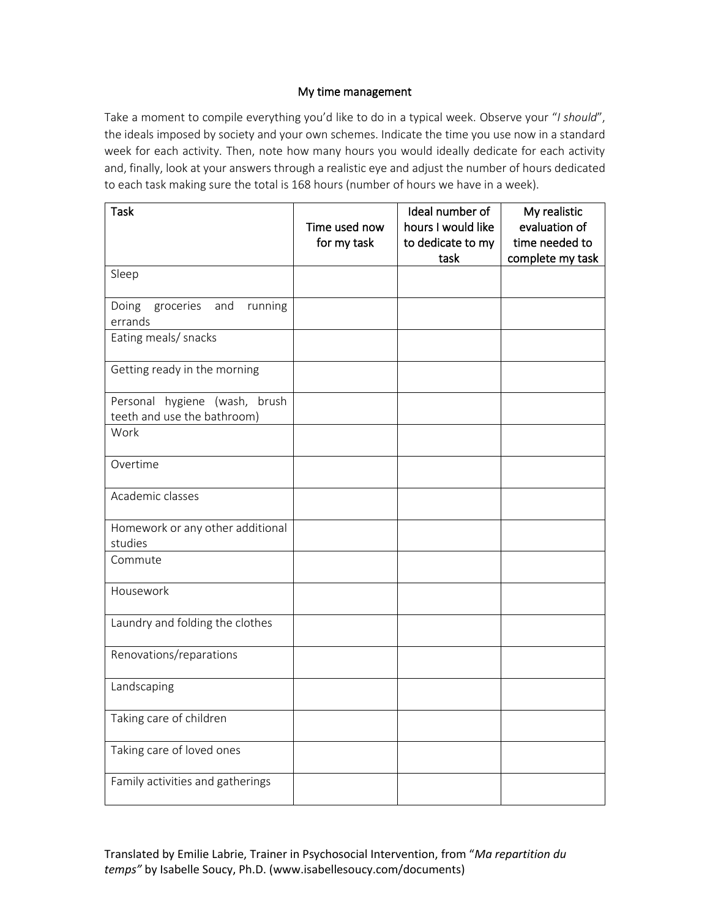# My time management

Take a moment to compile everything you'd like to do in a typical week. Observe your "*I should*", the ideals imposed by society and your own schemes. Indicate the time you use now in a standard week for each activity. Then, note how many hours you would ideally dedicate for each activity and, finally, look at your answers through a realistic eye and adjust the number of hours dedicated to each task making sure the total is 168 hours (number of hours we have in a week).

| Task | Time used now for my task | Ideal number of hours I would like to dedicate to my task | My realistic evaluation of time needed to complete my task |
|---|---|---|---|
| Sleep | | | |
| Doing groceries and running errands | | | |
| Eating meals/ snacks | | | |
| Getting ready in the morning | | | |
| Personal hygiene (wash, brush teeth and use the bathroom) | | | |
| Work | | | |
| Overtime | | | |
| Academic classes | | | |
| Homework or any other additional studies | | | |
| Commute | | | |
| Housework | | | |
| Laundry and folding the clothes | | | |
| Renovations/reparations | | | |
| Landscaping | | | |
| Taking care of children | | | |
| Taking care of loved ones | | | |
| Family activities and gatherings | | | |

Translated by Emilie Labrie, Trainer in Psychosocial Intervention, from "*Ma repartition du temps"* by Isabelle Soucy, Ph.D. (www.isabellesoucy.com/documents)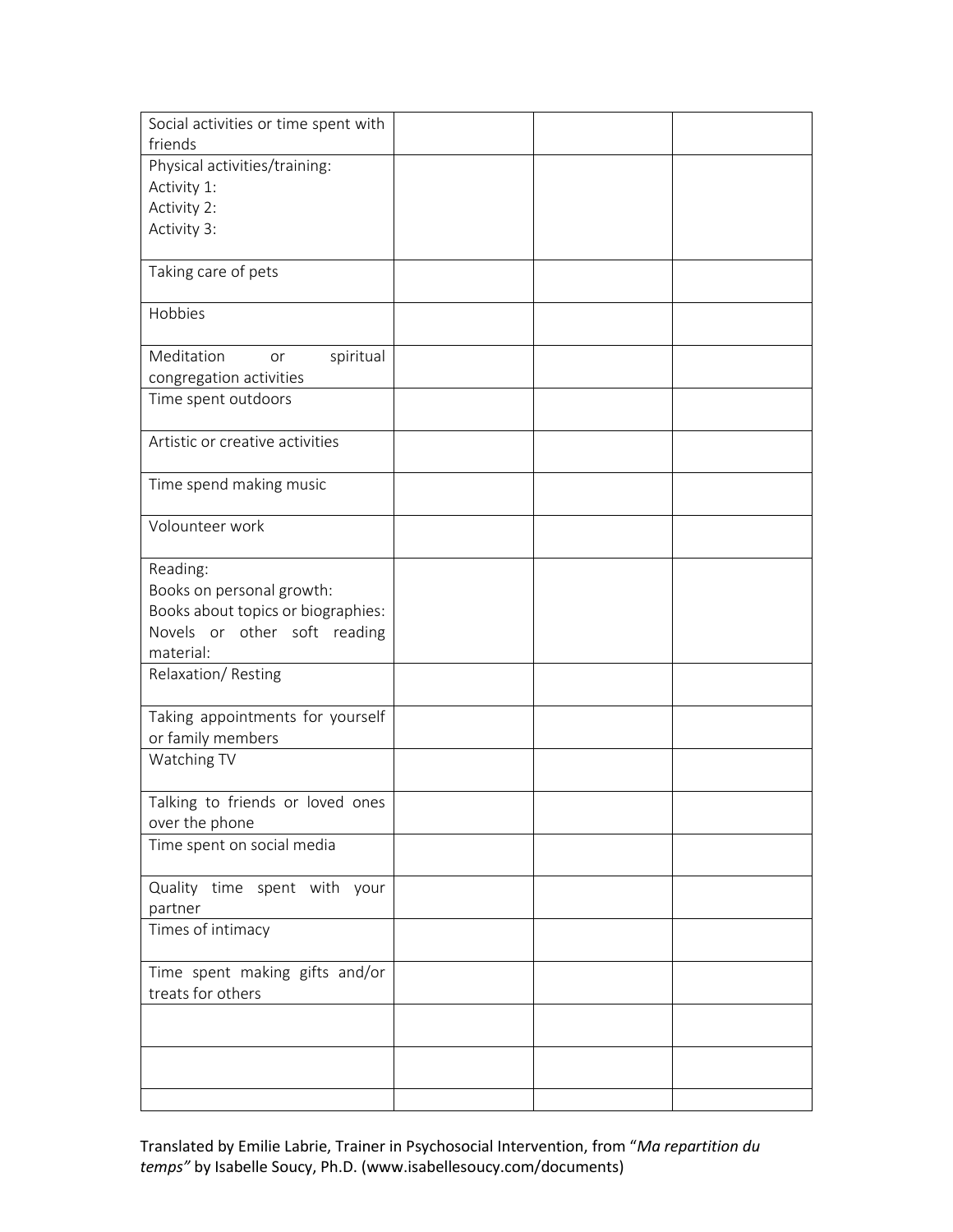| Social activities or time spent with friends | | | |
|---|---|---|---|
| Physical activities/training:<br>Activity 1:<br>Activity 2:<br>Activity 3: | | | |
| Taking care of pets | | | |
| Hobbies | | | |
| Meditation or spiritual congregation activities | | | |
| Time spent outdoors | | | |
| Artistic or creative activities | | | |
| Time spend making music | | | |
| Volounteer work | | | |
| Reading:<br>Books on personal growth:<br>Books about topics or biographies:<br>Novels or other soft reading material: | | | |
| Relaxation/ Resting | | | |
| Taking appointments for yourself or family members | | | |
| Watching TV | | | |
| Talking to friends or loved ones over the phone | | | |
| Time spent on social media | | | |
| Quality time spent with your partner | | | |
| Times of intimacy | | | |
| Time spent making gifts and/or treats for others | | | |
| | | | |
| | | | |
| | | | |

Translated by Emilie Labrie, Trainer in Psychosocial Intervention, from "*Ma repartition du temps"* by Isabelle Soucy, Ph.D. (www.isabellesoucy.com/documents)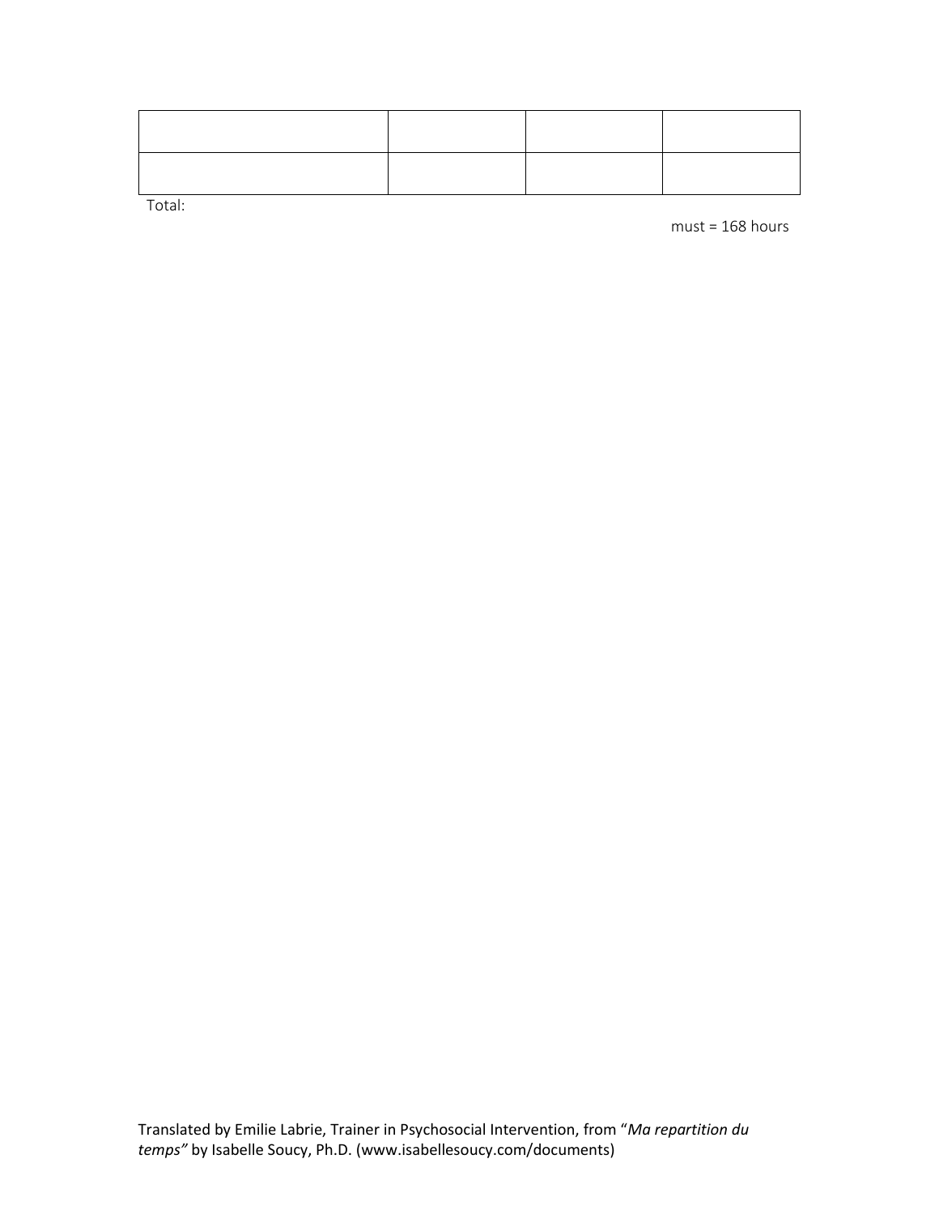| | | | |
|---|---|---|---|
| | | | |

Total:

must = 168 hours